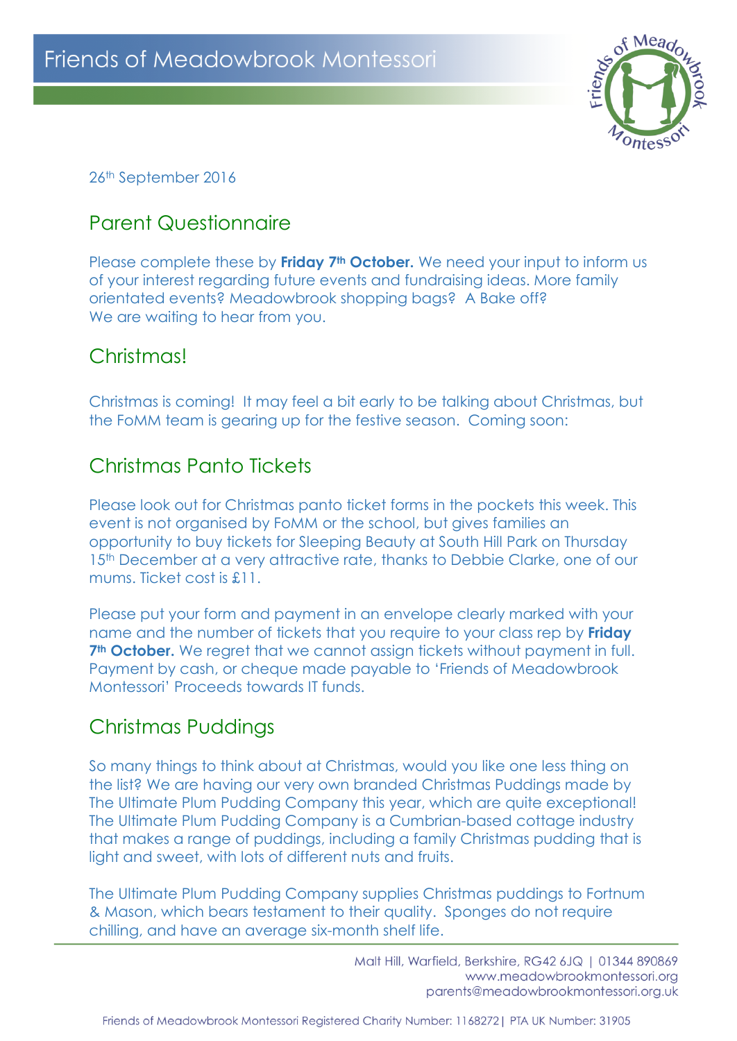# Friends of Meadowbrook Montessori

26th September 2016

## Parent Questionnaire

Please complete these by **Friday 7th October.** We need your input to inform us of your interest regarding future events and fundraising ideas. More family orientated events? Meadowbrook shopping bags? A Bake off?
We are waiting to hear from you.

## Christmas!

Christmas is coming! It may feel a bit early to be talking about Christmas, but the FoMM team is gearing up for the festive season. Coming soon:

## Christmas Panto Tickets

Please look out for Christmas panto ticket forms in the pockets this week. This event is not organised by FoMM or the school, but gives families an opportunity to buy tickets for Sleeping Beauty at South Hill Park on Thursday 15th December at a very attractive rate, thanks to Debbie Clarke, one of our mums. Ticket cost is £11.

Please put your form and payment in an envelope clearly marked with your name and the number of tickets that you require to your class rep by **Friday 7th October.** We regret that we cannot assign tickets without payment in full. Payment by cash, or cheque made payable to 'Friends of Meadowbrook Montessori' Proceeds towards IT funds.

## Christmas Puddings

So many things to think about at Christmas, would you like one less thing on the list? We are having our very own branded Christmas Puddings made by The Ultimate Plum Pudding Company this year, which are quite exceptional! The Ultimate Plum Pudding Company is a Cumbrian-based cottage industry that makes a range of puddings, including a family Christmas pudding that is light and sweet, with lots of different nuts and fruits.

The Ultimate Plum Pudding Company supplies Christmas puddings to Fortnum & Mason, which bears testament to their quality. Sponges do not require chilling, and have an average six-month shelf life.

Malt Hill, Warfield, Berkshire, RG42 6JQ | 01344 890869
www.meadowbrookmontessori.org
parents@meadowbrookmontessori.org.uk

Friends of Meadowbrook Montessori Registered Charity Number: 1168272| PTA UK Number: 31905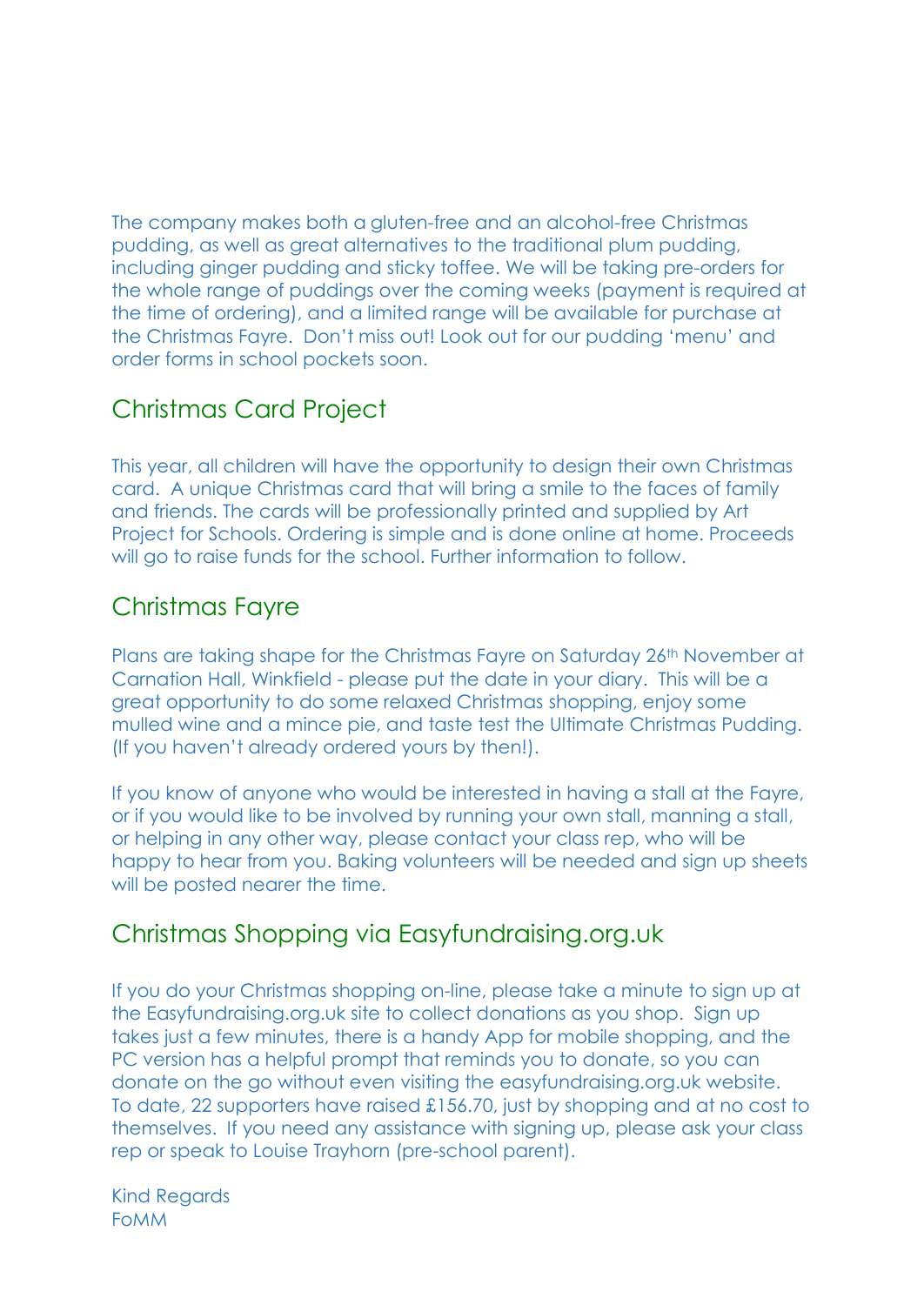The company makes both a gluten-free and an alcohol-free Christmas pudding, as well as great alternatives to the traditional plum pudding, including ginger pudding and sticky toffee. We will be taking pre-orders for the whole range of puddings over the coming weeks (payment is required at the time of ordering), and a limited range will be available for purchase at the Christmas Fayre. Don't miss out! Look out for our pudding 'menu' and order forms in school pockets soon.

## Christmas Card Project

This year, all children will have the opportunity to design their own Christmas card. A unique Christmas card that will bring a smile to the faces of family and friends. The cards will be professionally printed and supplied by Art Project for Schools. Ordering is simple and is done online at home. Proceeds will go to raise funds for the school. Further information to follow.

## Christmas Fayre

Plans are taking shape for the Christmas Fayre on Saturday 26th November at Carnation Hall, Winkfield - please put the date in your diary. This will be a great opportunity to do some relaxed Christmas shopping, enjoy some mulled wine and a mince pie, and taste test the Ultimate Christmas Pudding. (If you haven't already ordered yours by then!).

If you know of anyone who would be interested in having a stall at the Fayre, or if you would like to be involved by running your own stall, manning a stall, or helping in any other way, please contact your class rep, who will be happy to hear from you. Baking volunteers will be needed and sign up sheets will be posted nearer the time.

## Christmas Shopping via Easyfundraising.org.uk

If you do your Christmas shopping on-line, please take a minute to sign up at the Easyfundraising.org.uk site to collect donations as you shop. Sign up takes just a few minutes, there is a handy App for mobile shopping, and the PC version has a helpful prompt that reminds you to donate, so you can donate on the go without even visiting the easyfundraising.org.uk website. To date, 22 supporters have raised £156.70, just by shopping and at no cost to themselves. If you need any assistance with signing up, please ask your class rep or speak to Louise Trayhorn (pre-school parent).

Kind Regards
FoMM